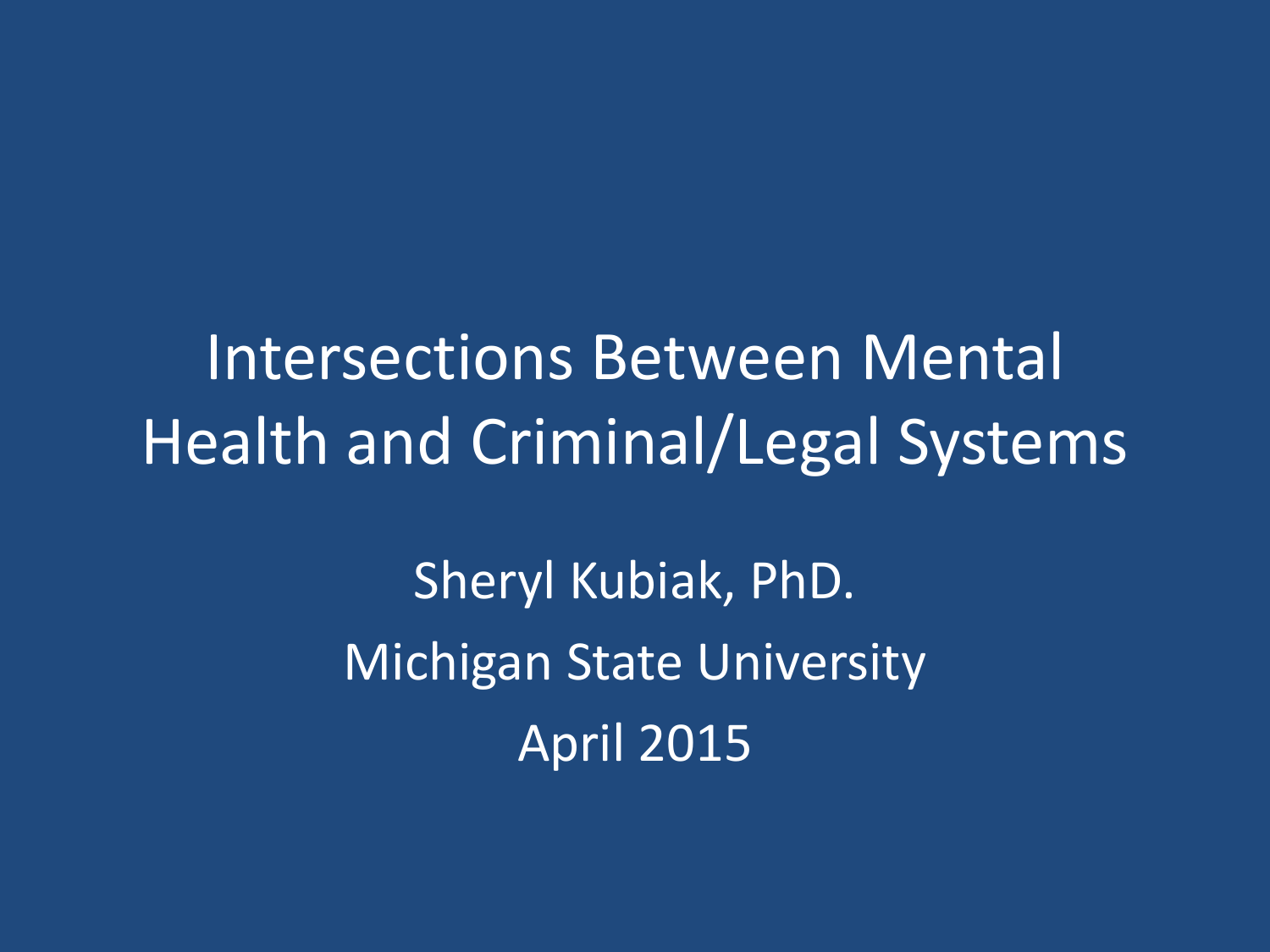# Intersections Between Mental Health and Criminal/Legal Systems

Sheryl Kubiak, PhD.

Michigan State University

April 2015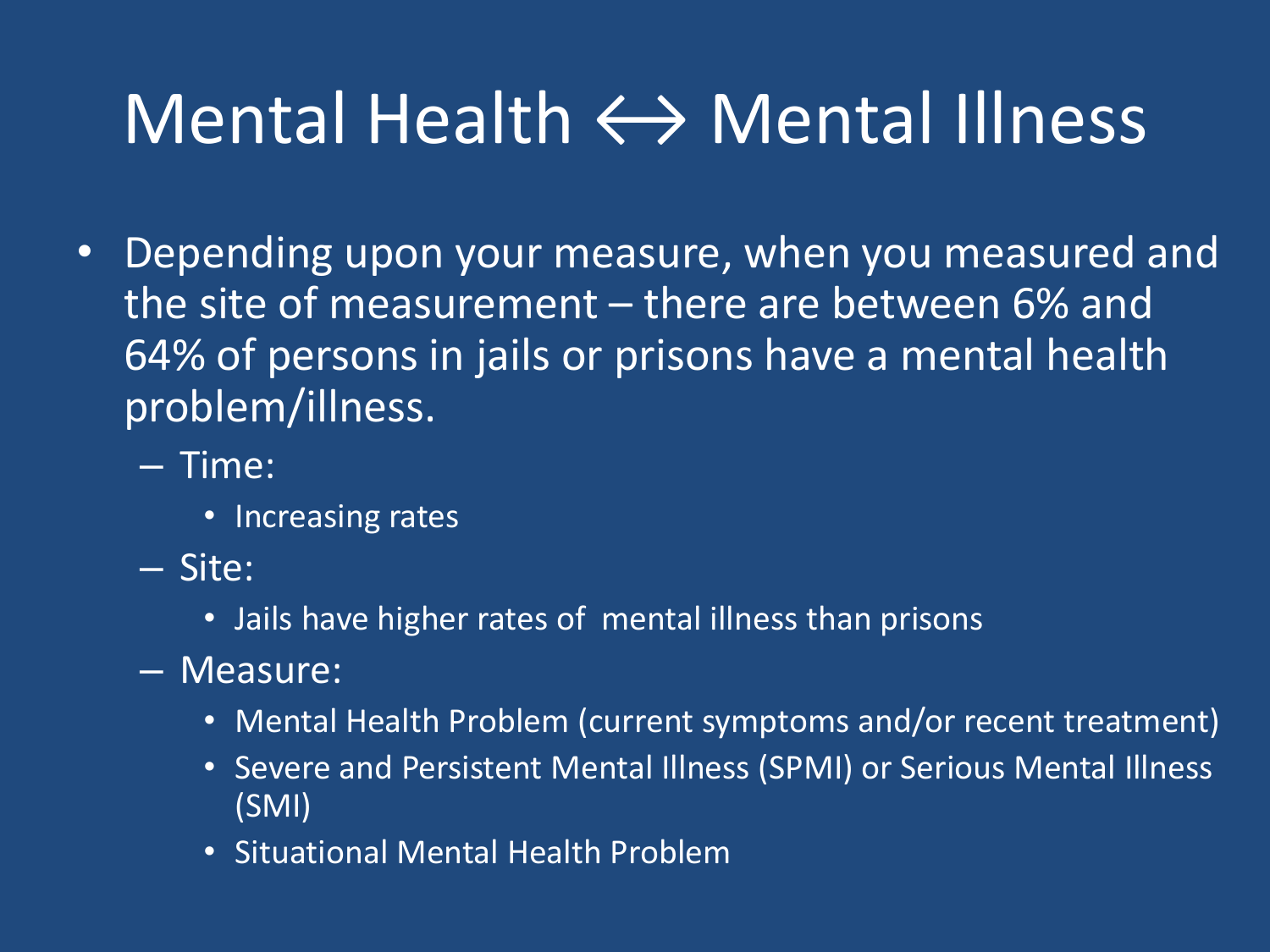# Mental Health ↔ Mental Illness

- Depending upon your measure, when you measured and the site of measurement – there are between 6% and 64% of persons in jails or prisons have a mental health problem/illness.
  - Time:
    - Increasing rates
  - Site:
    - Jails have higher rates of mental illness than prisons
  - Measure:
    - Mental Health Problem (current symptoms and/or recent treatment)
    - Severe and Persistent Mental Illness (SPMI) or Serious Mental Illness (SMI)
    - Situational Mental Health Problem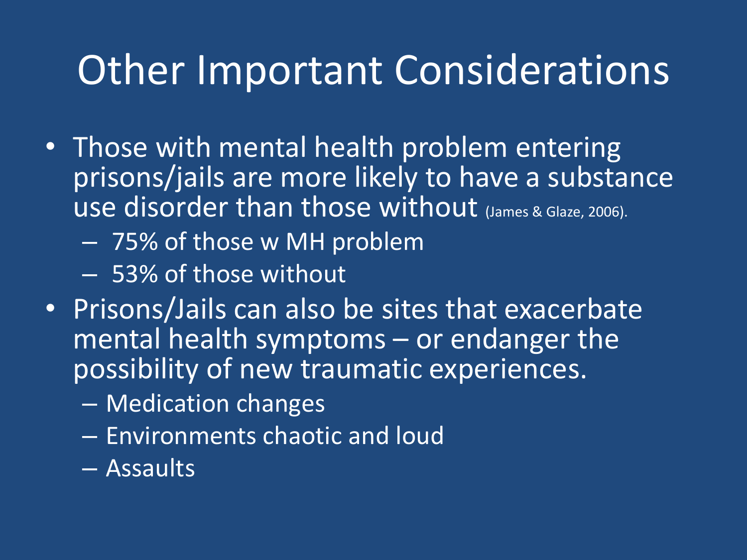# Other Important Considerations

- Those with mental health problem entering prisons/jails are more likely to have a substance use disorder than those without (James & Glaze, 2006).
  - 75% of those w MH problem
  - 53% of those without
- Prisons/Jails can also be sites that exacerbate mental health symptoms – or endanger the possibility of new traumatic experiences.
  - Medication changes
  - Environments chaotic and loud
  - Assaults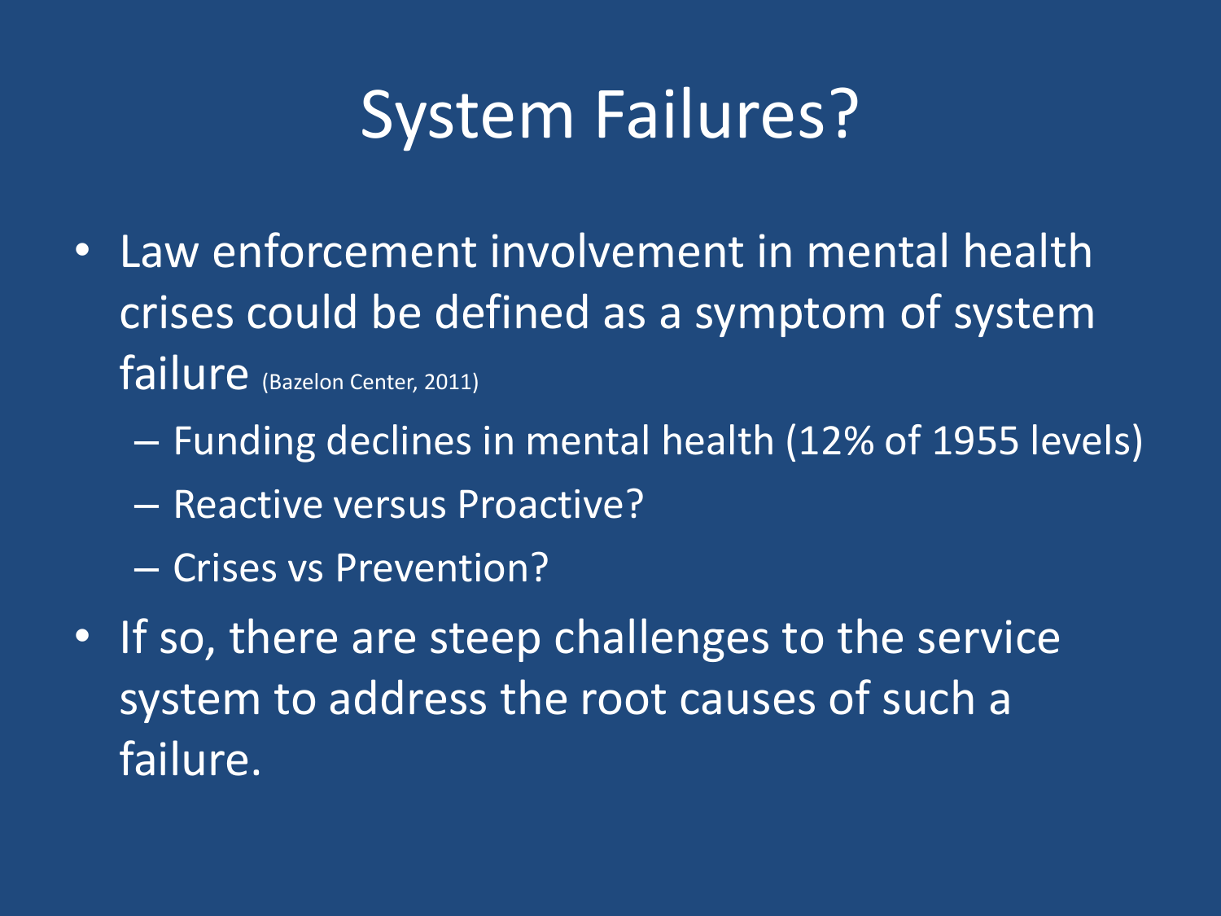# System Failures?

- Law enforcement involvement in mental health crises could be defined as a symptom of system failure (Bazelon Center, 2011)
  - Funding declines in mental health (12% of 1955 levels)
  - Reactive versus Proactive?
  - Crises vs Prevention?
- If so, there are steep challenges to the service system to address the root causes of such a failure.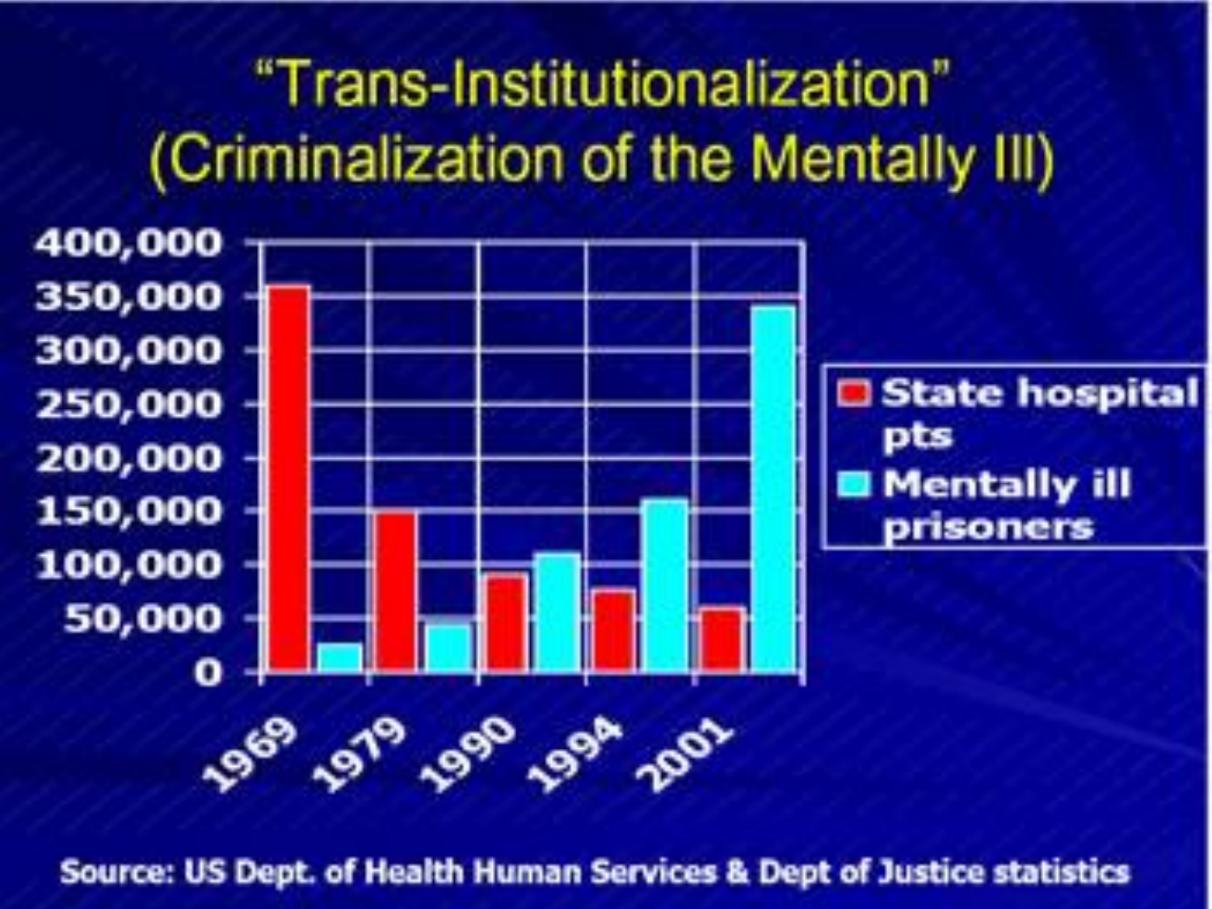# "Trans-Institutionalization" (Criminalization of the Mentally Ill)

Source: US Dept. of Health Human Services & Dept of Justice statistics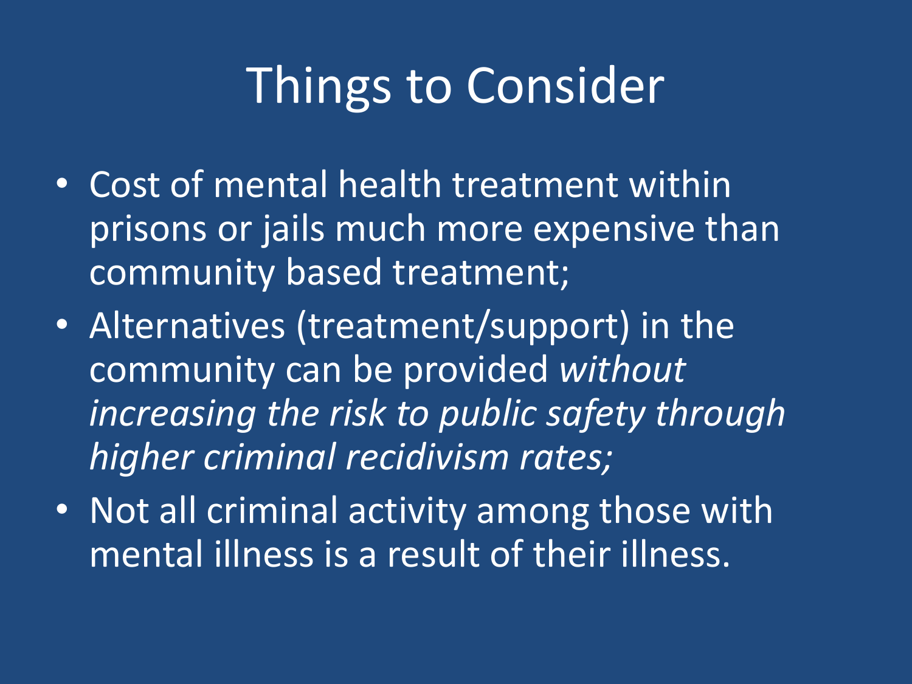# Things to Consider

- Cost of mental health treatment within prisons or jails much more expensive than community based treatment;
- Alternatives (treatment/support) in the community can be provided *without increasing the risk to public safety through higher criminal recidivism rates;*
- Not all criminal activity among those with mental illness is a result of their illness.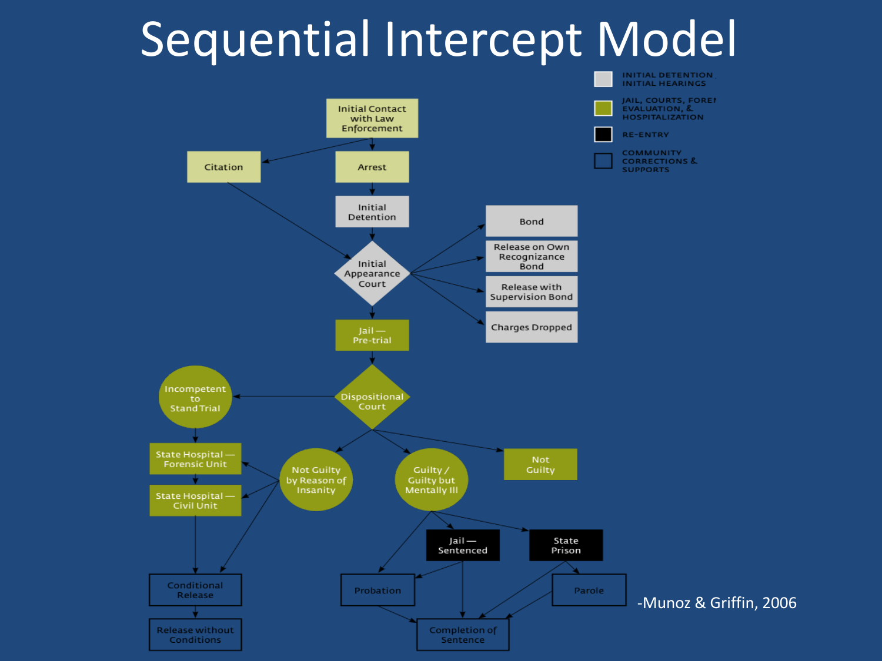# Sequential Intercept Model

- INITIAL DETENTION / INITIAL HEARINGS
- JAIL, COURTS, FORENSIC EVALUATION, & HOSPITALIZATION
- RE-ENTRY
- COMMUNITY CORRECTIONS & SUPPORTS

Initial Contact with Law Enforcement

Citation

Arrest

Initial Detention

Initial Appearance Court

Bond

Release on Own Recognizance Bond

Release with Supervision Bond

Charges Dropped

Jail — Pre-trial

Dispositional Court

Incompetent to Stand Trial

State Hospital — Forensic Unit

State Hospital — Civil Unit

Not Guilty by Reason of Insanity

Guilty / Guilty but Mentally Ill

Not Guilty

Jail — Sentenced

State Prison

Conditional Release

Release without Conditions

Probation

Parole

Completion of Sentence

-Munoz & Griffin, 2006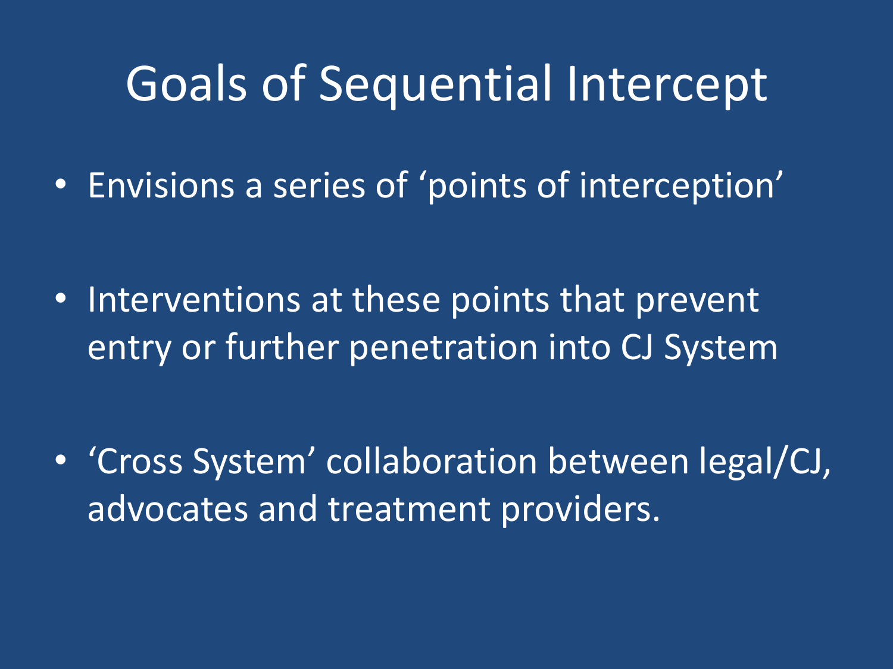# Goals of Sequential Intercept

- Envisions a series of 'points of interception'
- Interventions at these points that prevent entry or further penetration into CJ System
- 'Cross System' collaboration between legal/CJ, advocates and treatment providers.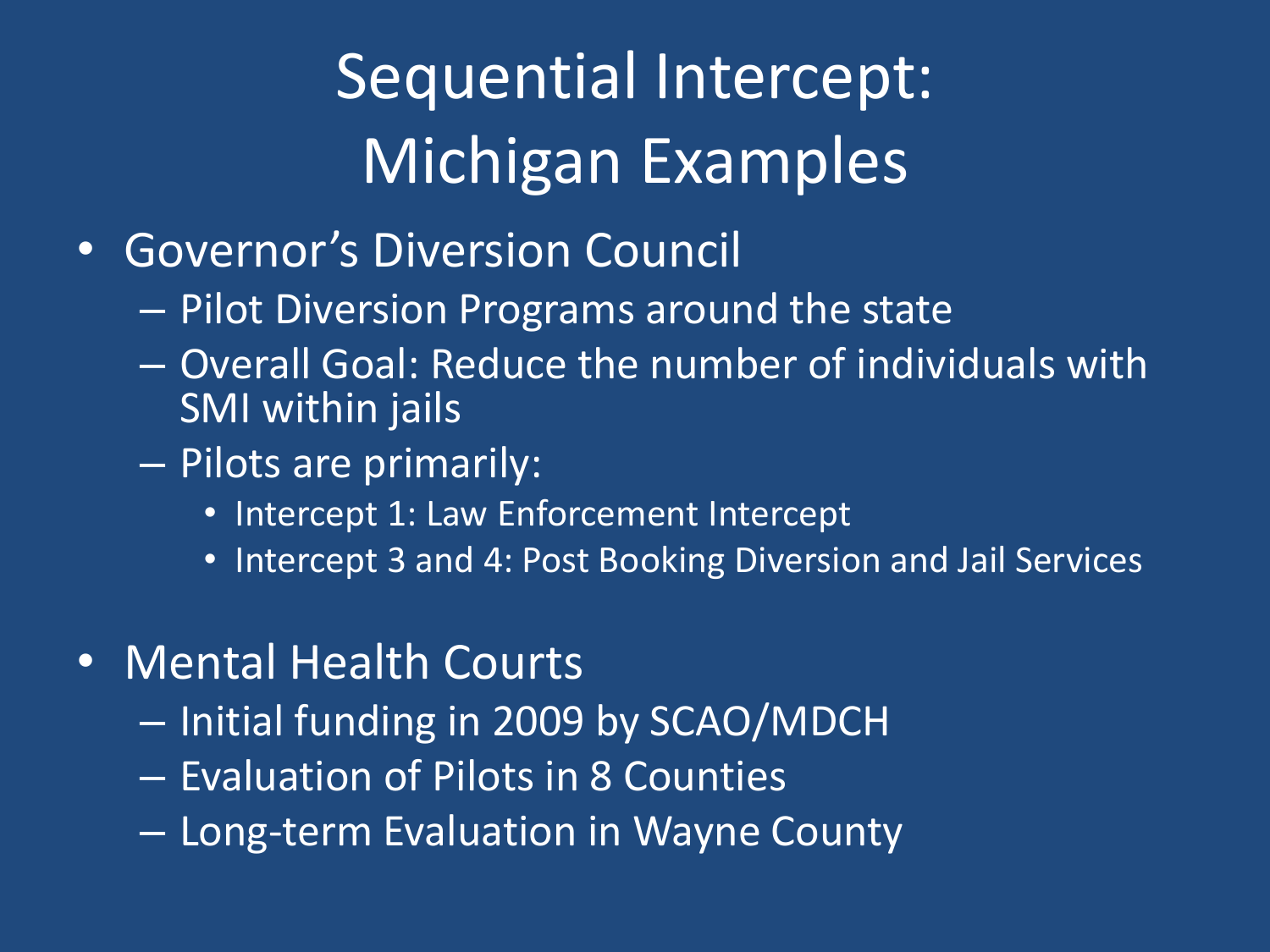# Sequential Intercept: Michigan Examples

- Governor's Diversion Council
  - Pilot Diversion Programs around the state
  - Overall Goal: Reduce the number of individuals with SMI within jails
  - Pilots are primarily:
    - Intercept 1: Law Enforcement Intercept
    - Intercept 3 and 4: Post Booking Diversion and Jail Services

- Mental Health Courts
  - Initial funding in 2009 by SCAO/MDCH
  - Evaluation of Pilots in 8 Counties
  - Long-term Evaluation in Wayne County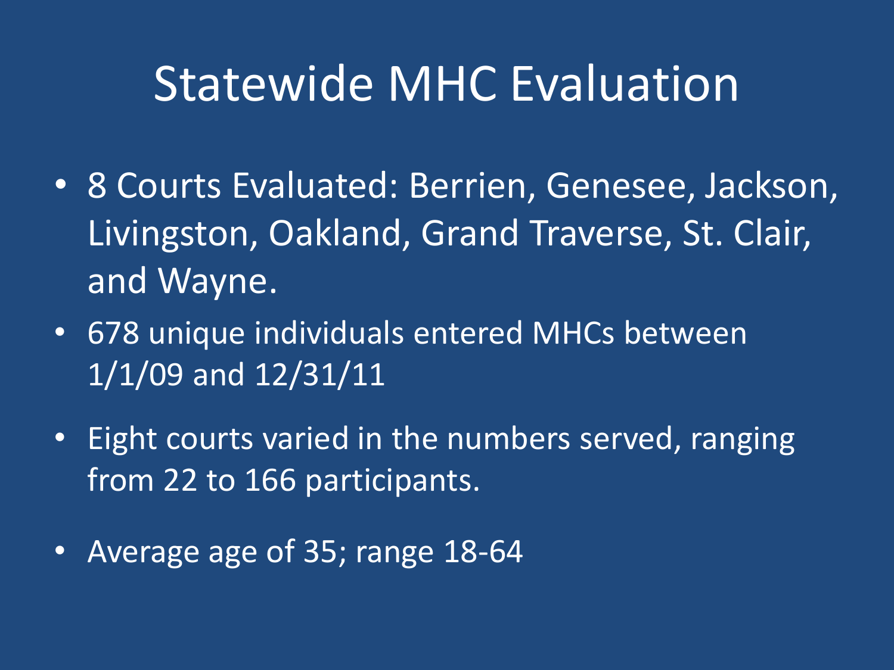# Statewide MHC Evaluation

- 8 Courts Evaluated: Berrien, Genesee, Jackson, Livingston, Oakland, Grand Traverse, St. Clair, and Wayne.
- 678 unique individuals entered MHCs between 1/1/09 and 12/31/11
- Eight courts varied in the numbers served, ranging from 22 to 166 participants.
- Average age of 35; range 18-64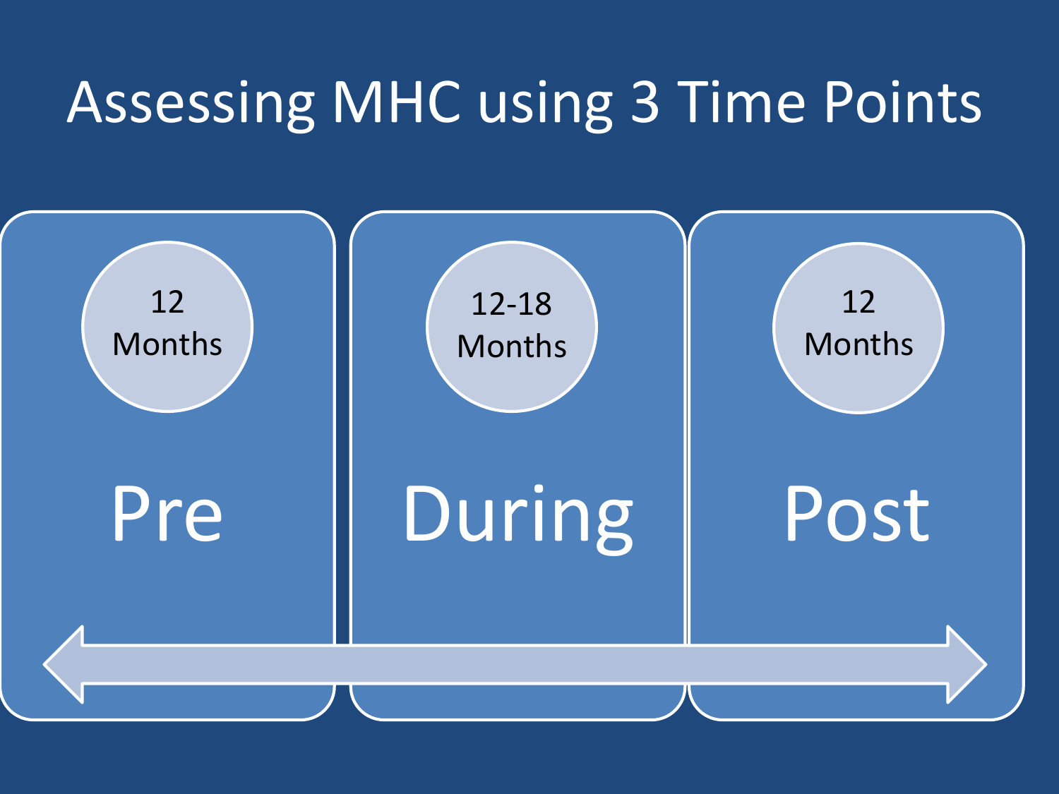# Assessing MHC using 3 Time Points

| Pre | During | Post |
| --- | --- | --- |
| 12 Months | 12-18 Months | 12 Months |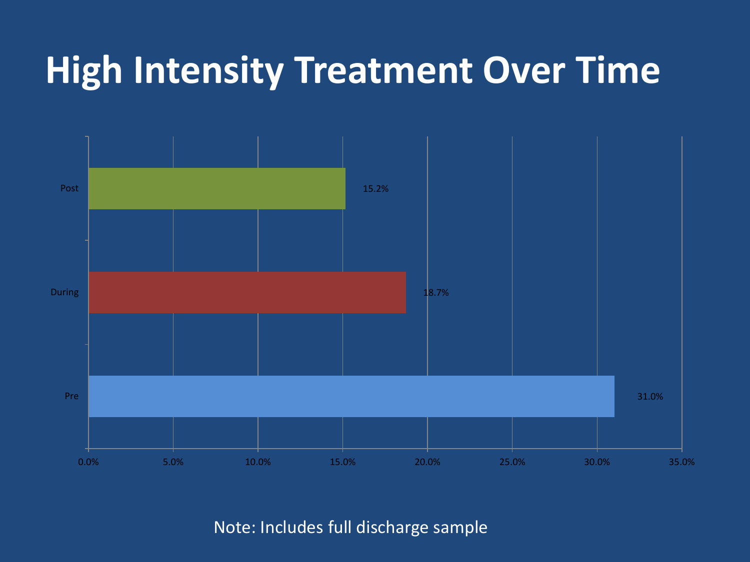# High Intensity Treatment Over Time

| Period | High Intensity Treatment |
| --- | --- |
| Post | 15.2% |
| During | 18.7% |
| Pre | 31.0% |

Note: Includes full discharge sample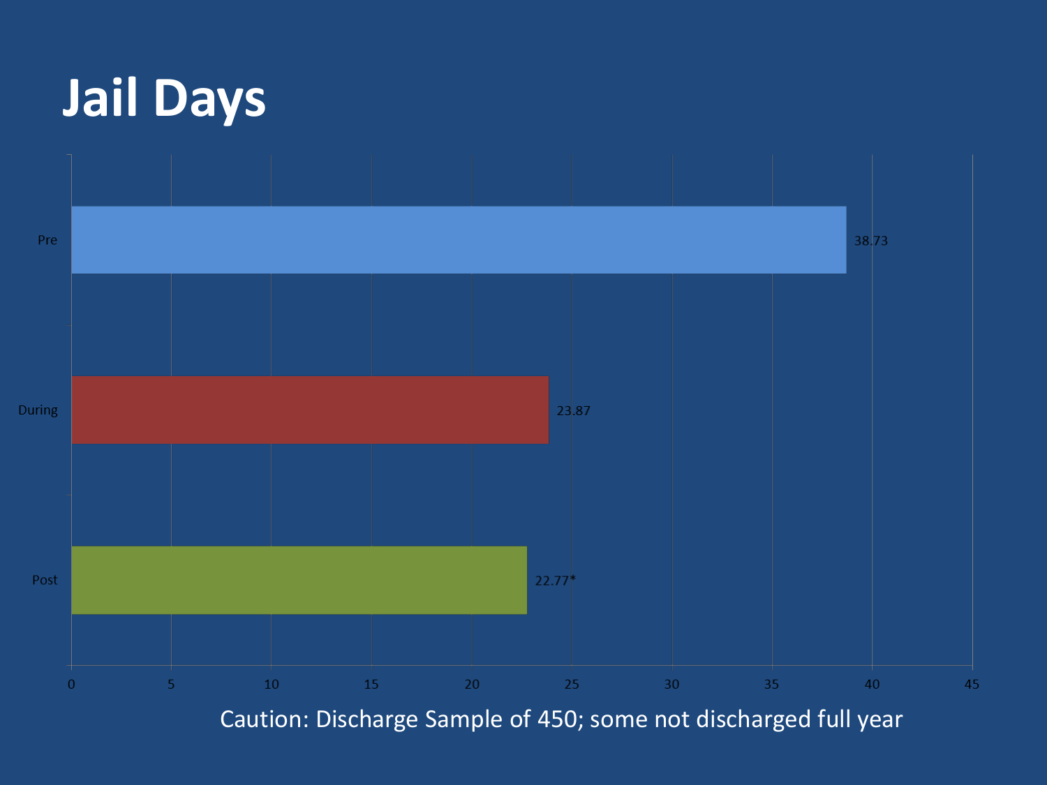# Jail Days

| | Jail Days |
|---|---|
| Pre | 38.73 |
| During | 23.87 |
| Post | 22.77* |

Caution: Discharge Sample of 450; some not discharged full year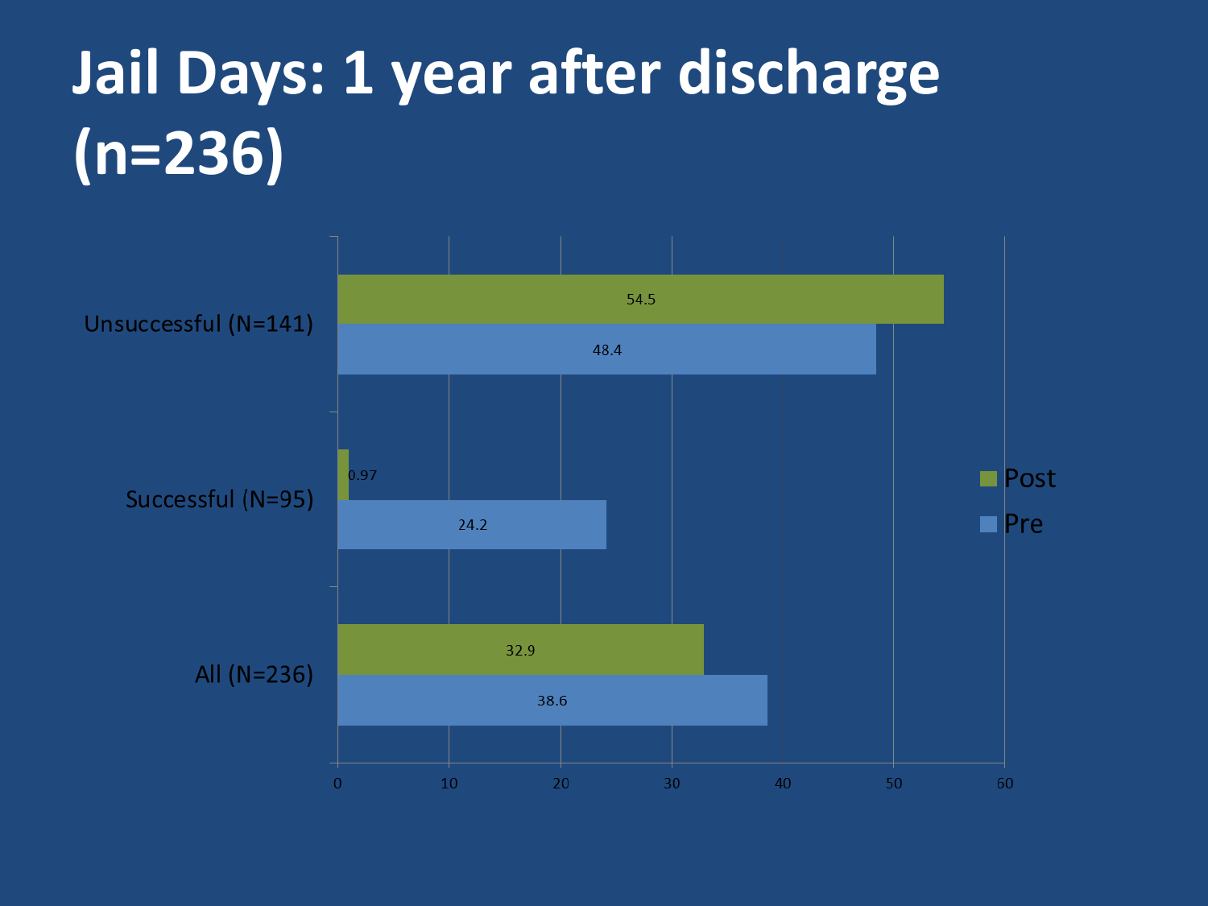# Jail Days: 1 year after discharge (n=236)

| | Post | Pre |
|---|---|---|
| Unsuccessful (N=141) | 54.5 | 48.4 |
| Successful (N=95) | 0.97 | 24.2 |
| All (N=236) | 32.9 | 38.6 |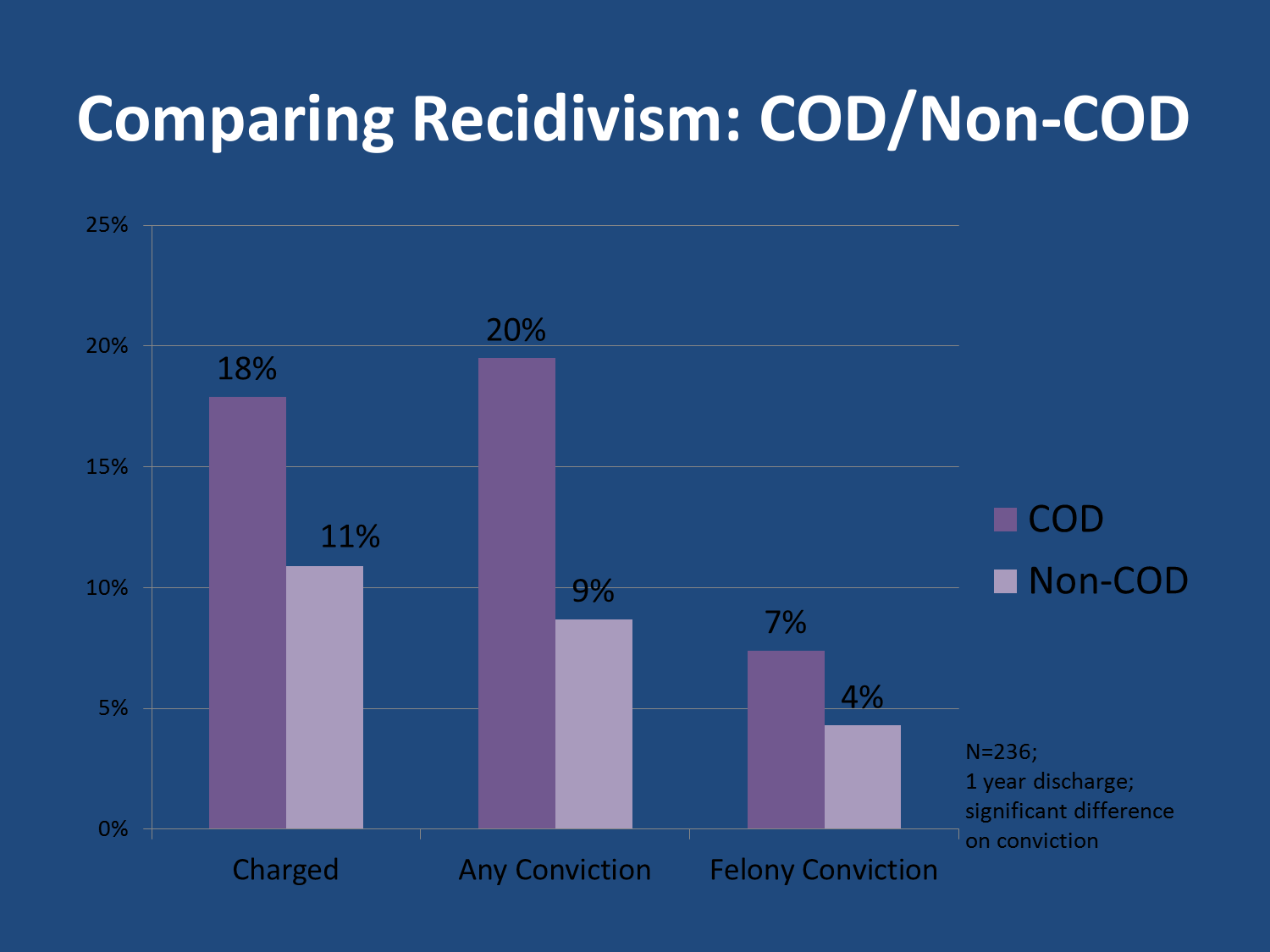# Comparing Recidivism: COD/Non-COD

| | COD | Non-COD |
|---|---|---|
| Charged | 18% | 11% |
| Any Conviction | 20% | 9% |
| Felony Conviction | 7% | 4% |

N=236;
1 year discharge;
significant difference on conviction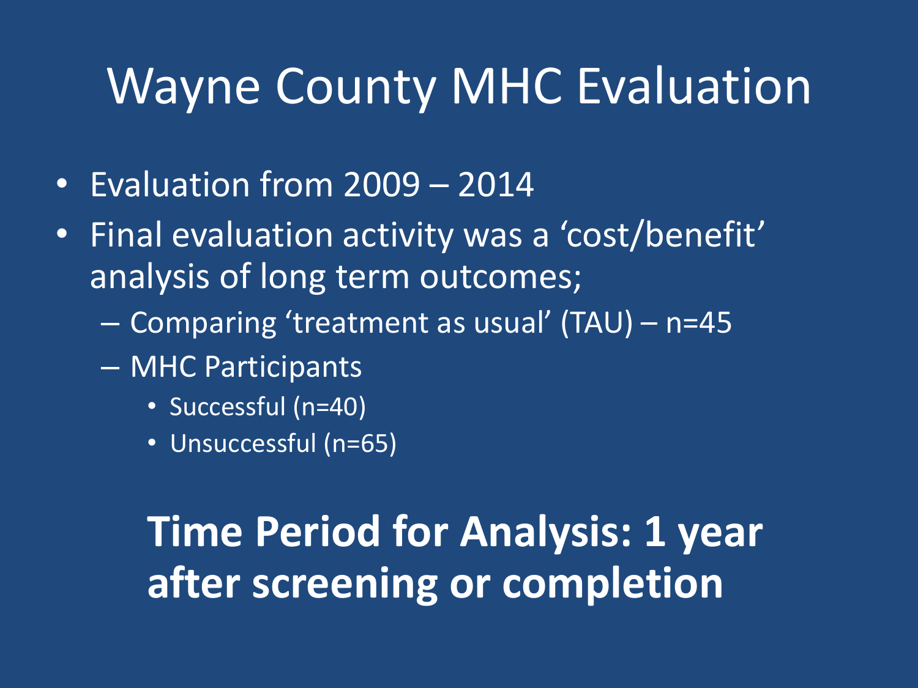# Wayne County MHC Evaluation

- Evaluation from 2009 – 2014
- Final evaluation activity was a 'cost/benefit' analysis of long term outcomes;
  - Comparing 'treatment as usual' (TAU) – n=45
  - MHC Participants
    - Successful (n=40)
    - Unsuccessful (n=65)

**Time Period for Analysis: 1 year after screening or completion**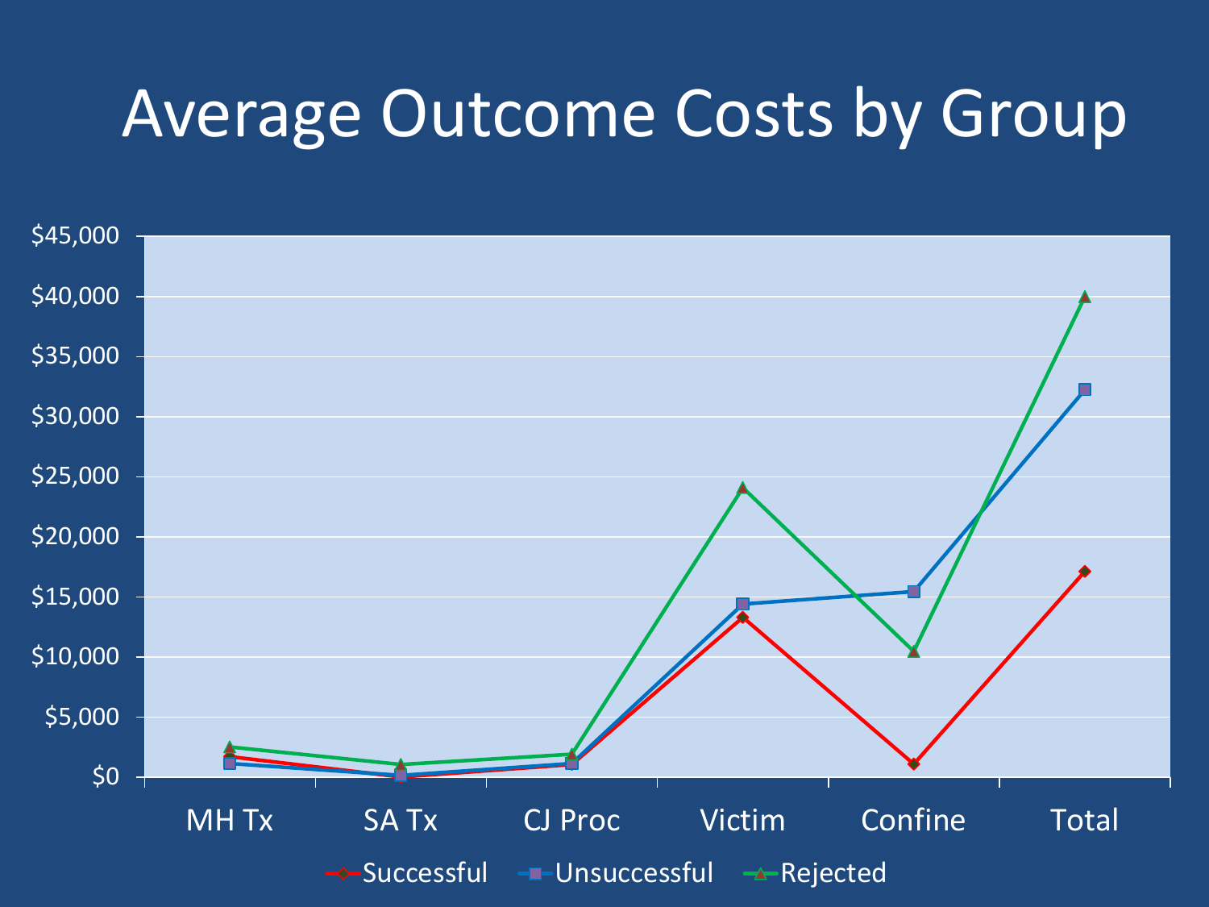# Average Outcome Costs by Group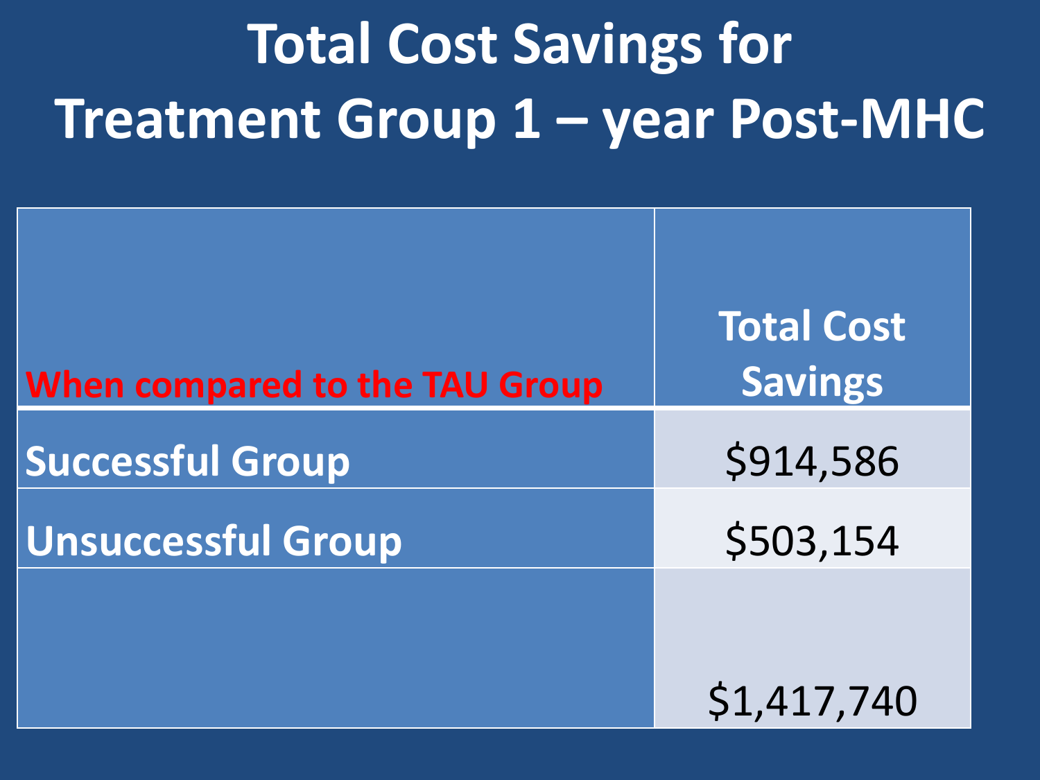# Total Cost Savings for Treatment Group 1 – year Post-MHC

| When compared to the TAU Group | Total Cost Savings |
|---|---|
| Successful Group | $914,586 |
| Unsuccessful Group | $503,154 |
| | $1,417,740 |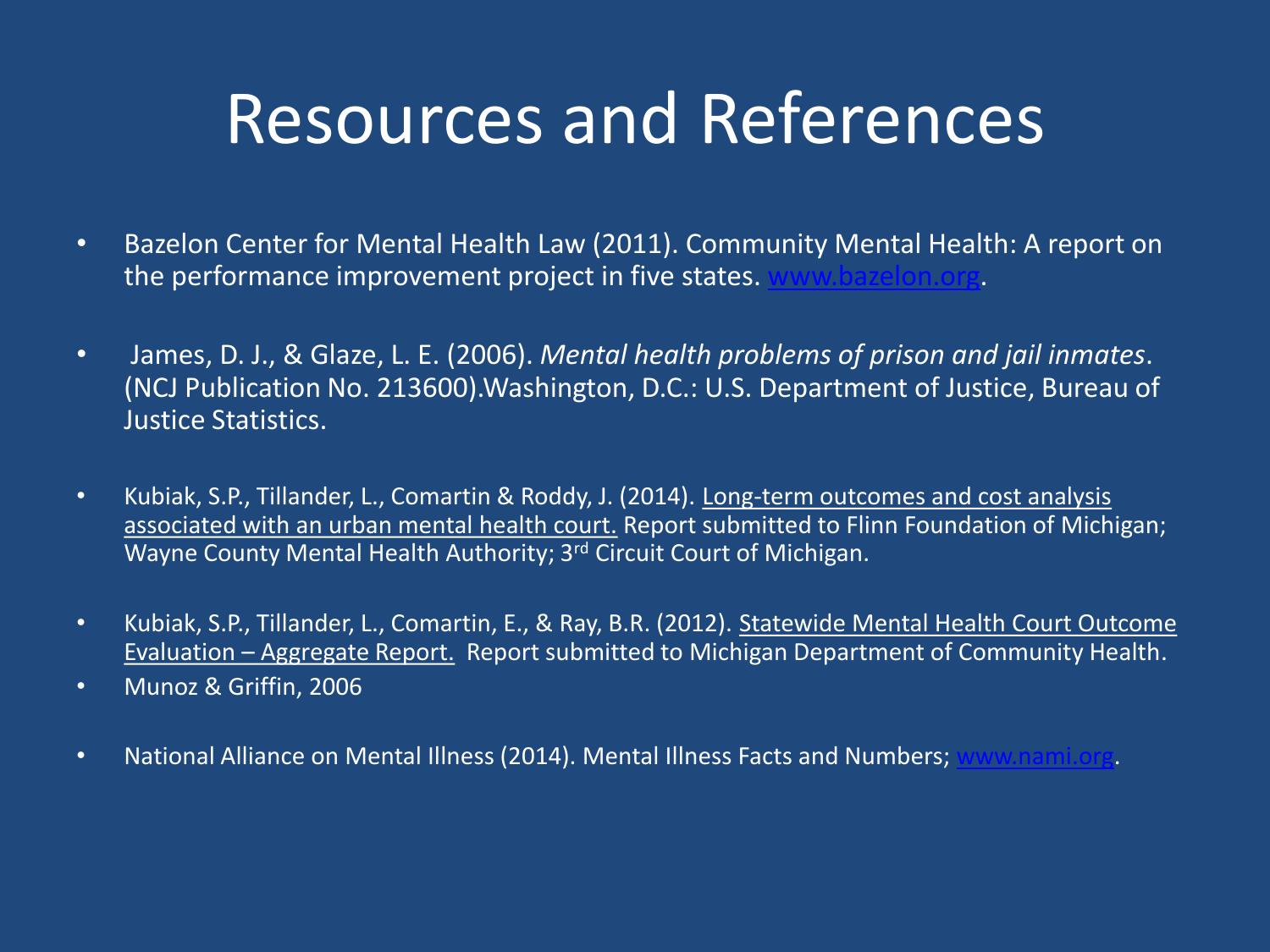# Resources and References

- Bazelon Center for Mental Health Law (2011). Community Mental Health: A report on the performance improvement project in five states. www.bazelon.org.
- James, D. J., & Glaze, L. E. (2006). *Mental health problems of prison and jail inmates*. (NCJ Publication No. 213600).Washington, D.C.: U.S. Department of Justice, Bureau of Justice Statistics.
- Kubiak, S.P., Tillander, L., Comartin & Roddy, J. (2014). Long-term outcomes and cost analysis associated with an urban mental health court. Report submitted to Flinn Foundation of Michigan; Wayne County Mental Health Authority; 3rd Circuit Court of Michigan.
- Kubiak, S.P., Tillander, L., Comartin, E., & Ray, B.R. (2012). Statewide Mental Health Court Outcome Evaluation – Aggregate Report. Report submitted to Michigan Department of Community Health.
- Munoz & Griffin, 2006
- National Alliance on Mental Illness (2014). Mental Illness Facts and Numbers; www.nami.org.